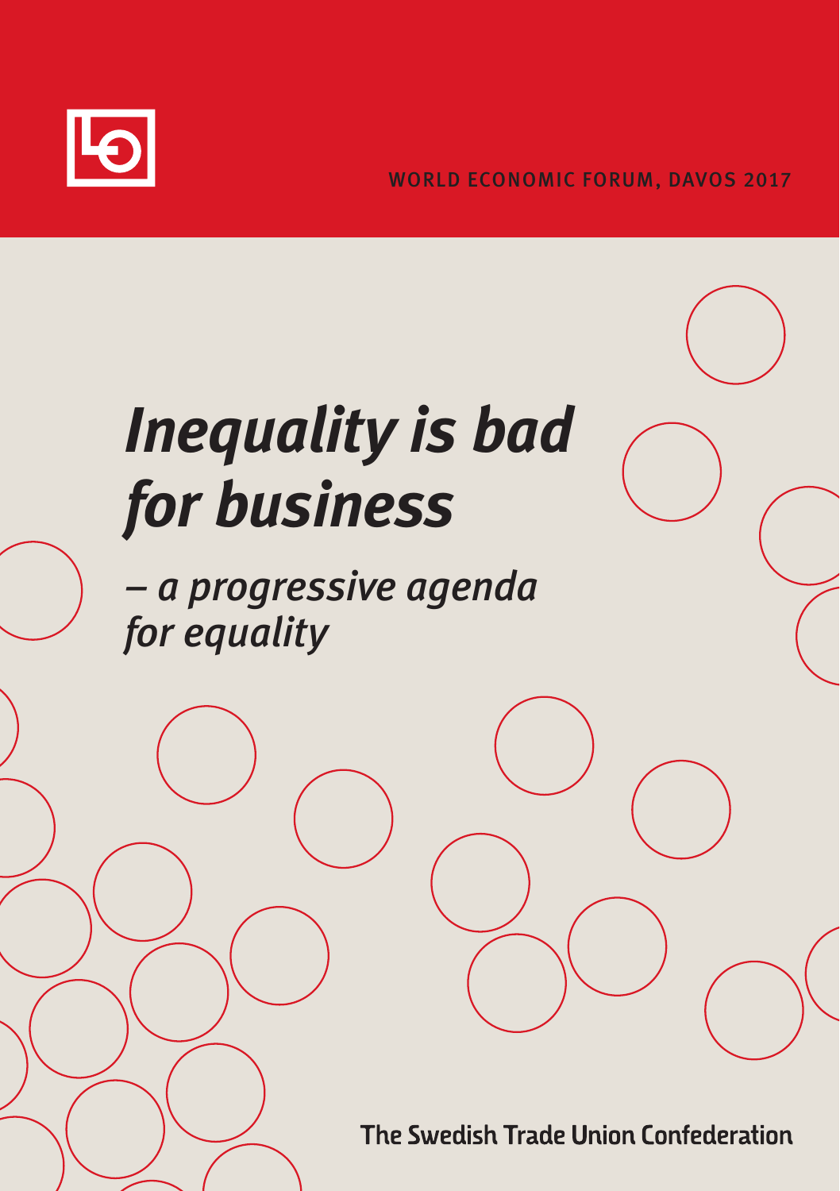WORLD ECONOMIC FORUM, DAVOS 2017

# *Inequality is bad for business*

## *– a progressive agenda for equality*

**The Swedish Trade Union Confederation**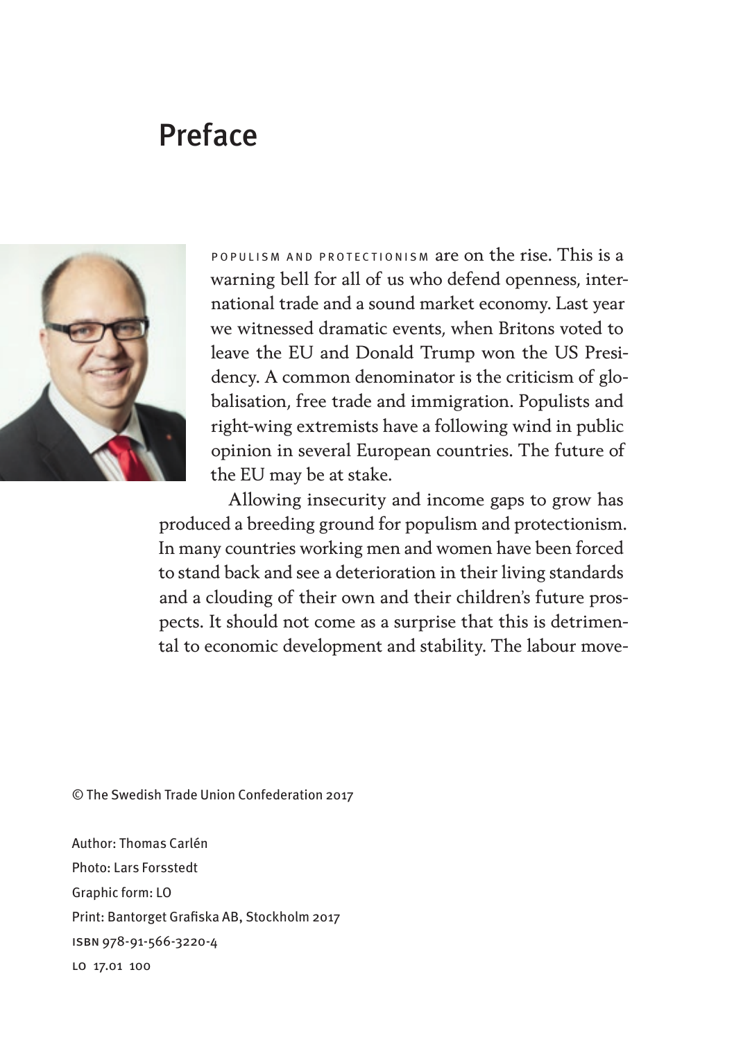# Preface

POPULISM AND PROTECTIONISM are on the rise. This is a warning bell for all of us who defend openness, international trade and a sound market economy. Last year we witnessed dramatic events, when Britons voted to leave the EU and Donald Trump won the US Presidency. A common denominator is the criticism of globalisation, free trade and immigration. Populists and right-wing extremists have a following wind in public opinion in several European countries. The future of the EU may be at stake.

Allowing insecurity and income gaps to grow has produced a breeding ground for populism and protectionism. In many countries working men and women have been forced to stand back and see a deterioration in their living standards and a clouding of their own and their children's future prospects. It should not come as a surprise that this is detrimental to economic development and stability. The labour move-

© The Swedish Trade Union Confederation 2017

Author: Thomas Carlén
Photo: Lars Forsstedt
Graphic form: LO
Print: Bantorget Grafiska AB, Stockholm 2017
ISBN 978-91-566-3220-4
LO 17.01 100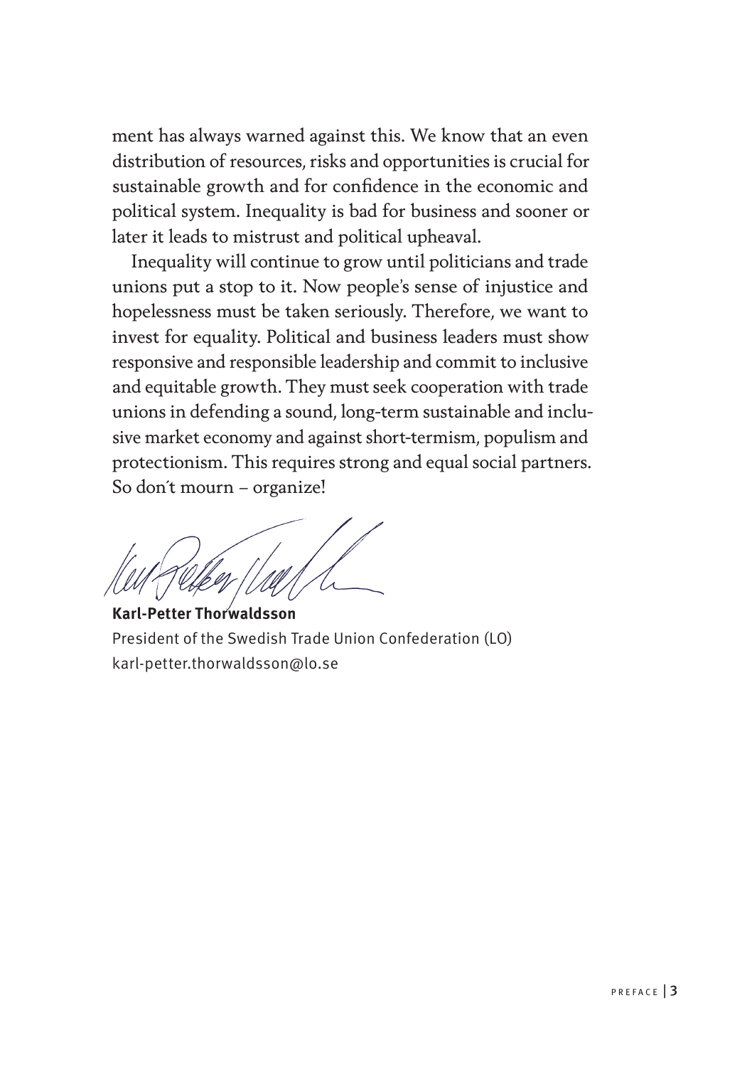ment has always warned against this. We know that an even distribution of resources, risks and opportunities is crucial for sustainable growth and for confidence in the economic and political system. Inequality is bad for business and sooner or later it leads to mistrust and political upheaval.

Inequality will continue to grow until politicians and trade unions put a stop to it. Now people's sense of injustice and hopelessness must be taken seriously. Therefore, we want to invest for equality. Political and business leaders must show responsive and responsible leadership and commit to inclusive and equitable growth. They must seek cooperation with trade unions in defending a sound, long-term sustainable and inclusive market economy and against short-termism, populism and protectionism. This requires strong and equal social partners. So don´t mourn – organize!

**Karl-Petter Thorwaldsson**
President of the Swedish Trade Union Confederation (LO)
karl-petter.thorwaldsson@lo.se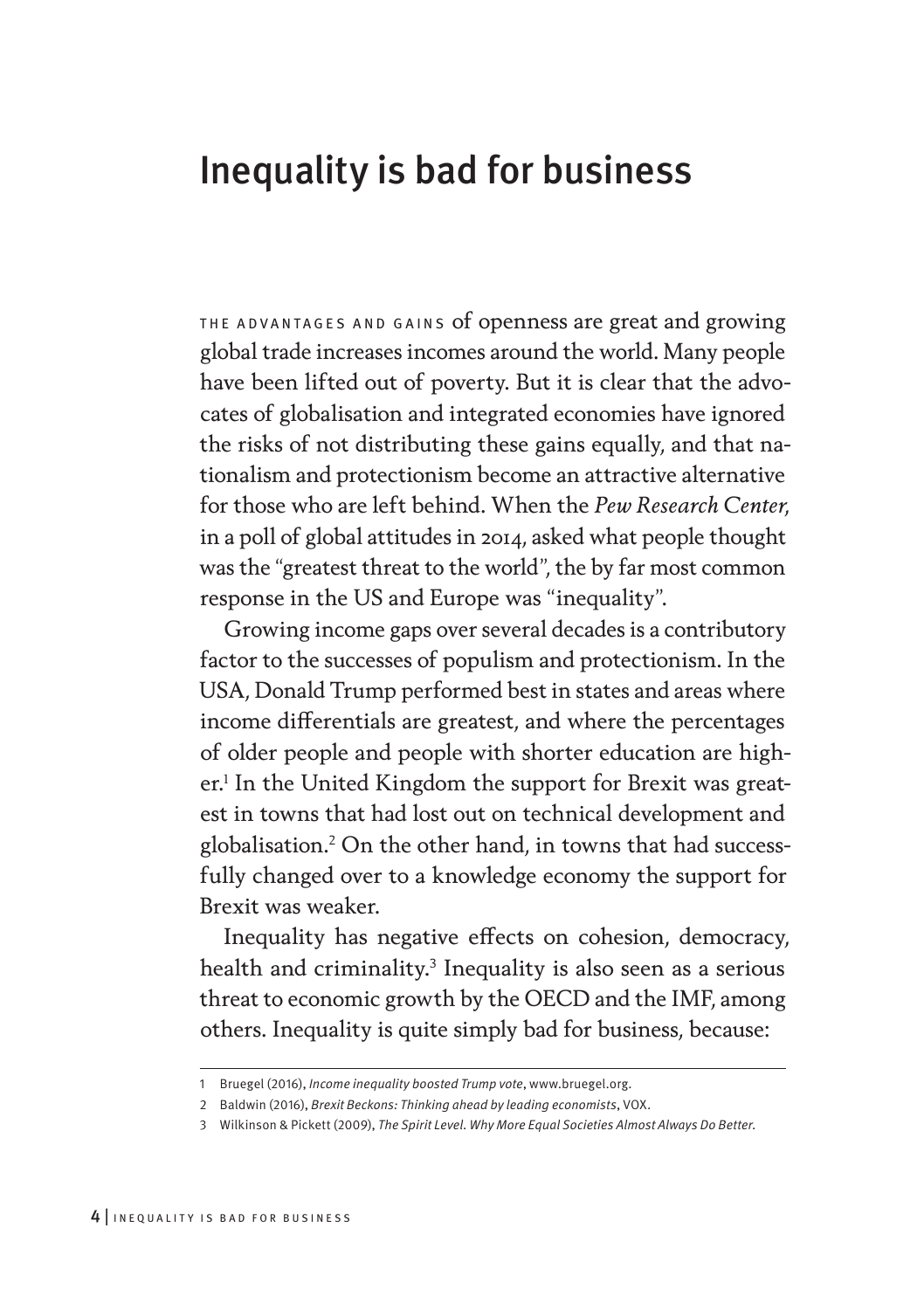# Inequality is bad for business

THE ADVANTAGES AND GAINS of openness are great and growing global trade increases incomes around the world. Many people have been lifted out of poverty. But it is clear that the advocates of globalisation and integrated economies have ignored the risks of not distributing these gains equally, and that nationalism and protectionism become an attractive alternative for those who are left behind. When the *Pew Research Center*, in a poll of global attitudes in 2014, asked what people thought was the "greatest threat to the world", the by far most common response in the US and Europe was "inequality".

Growing income gaps over several decades is a contributory factor to the successes of populism and protectionism. In the USA, Donald Trump performed best in states and areas where income differentials are greatest, and where the percentages of older people and people with shorter education are higher.[1] In the United Kingdom the support for Brexit was greatest in towns that had lost out on technical development and globalisation.[2] On the other hand, in towns that had successfully changed over to a knowledge economy the support for Brexit was weaker.

Inequality has negative effects on cohesion, democracy, health and criminality.[3] Inequality is also seen as a serious threat to economic growth by the OECD and the IMF, among others. Inequality is quite simply bad for business, because:

---

1 Bruegel (2016), *Income inequality boosted Trump vote*, www.bruegel.org.

2 Baldwin (2016), *Brexit Beckons: Thinking ahead by leading economists*, VOX.

3 Wilkinson & Pickett (2009), *The Spirit Level. Why More Equal Societies Almost Always Do Better*.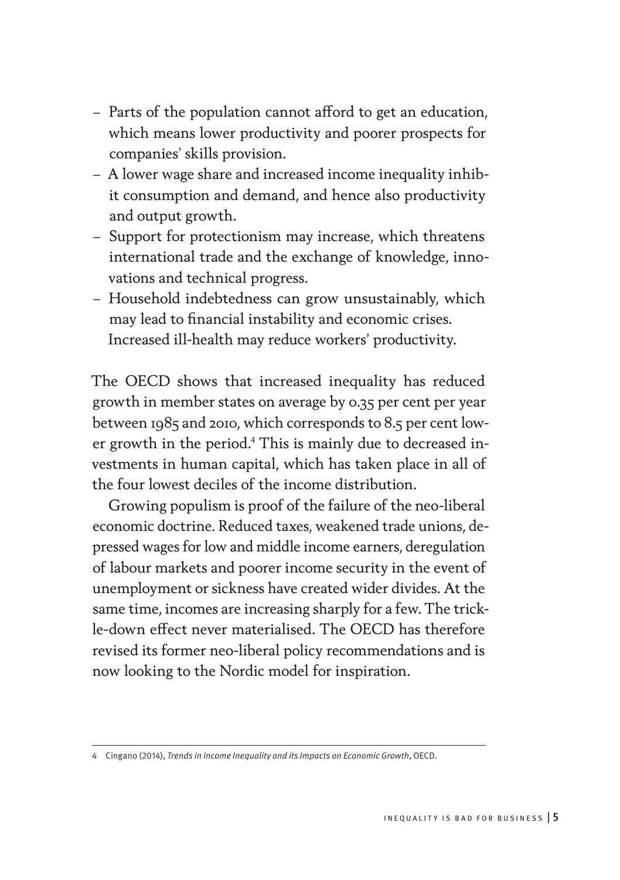- Parts of the population cannot afford to get an education, which means lower productivity and poorer prospects for companies' skills provision.
- A lower wage share and increased income inequality inhibit consumption and demand, and hence also productivity and output growth.
- Support for protectionism may increase, which threatens international trade and the exchange of knowledge, innovations and technical progress.
- Household indebtedness can grow unsustainably, which may lead to financial instability and economic crises. Increased ill-health may reduce workers' productivity.

The OECD shows that increased inequality has reduced growth in member states on average by 0.35 per cent per year between 1985 and 2010, which corresponds to 8.5 per cent lower growth in the period.[4] This is mainly due to decreased investments in human capital, which has taken place in all of the four lowest deciles of the income distribution.

Growing populism is proof of the failure of the neo-liberal economic doctrine. Reduced taxes, weakened trade unions, depressed wages for low and middle income earners, deregulation of labour markets and poorer income security in the event of unemployment or sickness have created wider divides. At the same time, incomes are increasing sharply for a few. The trickle-down effect never materialised. The OECD has therefore revised its former neo-liberal policy recommendations and is now looking to the Nordic model for inspiration.

---

4 Cingano (2014), *Trends in Income Inequality and its Impacts on Economic Growth*, OECD.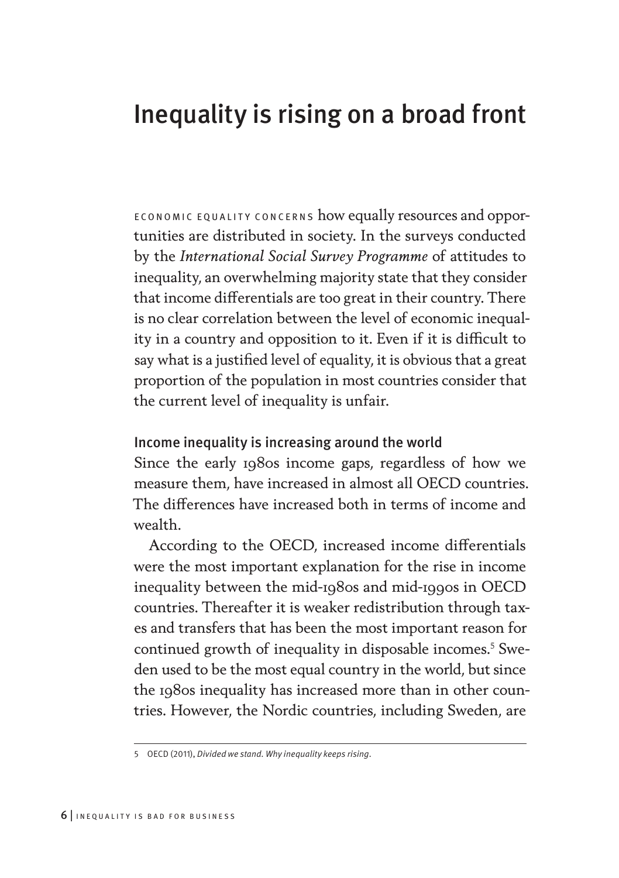# Inequality is rising on a broad front

ECONOMIC EQUALITY CONCERNS how equally resources and opportunities are distributed in society. In the surveys conducted by the *International Social Survey Programme* of attitudes to inequality, an overwhelming majority state that they consider that income differentials are too great in their country. There is no clear correlation between the level of economic inequality in a country and opposition to it. Even if it is difficult to say what is a justified level of equality, it is obvious that a great proportion of the population in most countries consider that the current level of inequality is unfair.

## Income inequality is increasing around the world

Since the early 1980s income gaps, regardless of how we measure them, have increased in almost all OECD countries. The differences have increased both in terms of income and wealth.

According to the OECD, increased income differentials were the most important explanation for the rise in income inequality between the mid-1980s and mid-1990s in OECD countries. Thereafter it is weaker redistribution through taxes and transfers that has been the most important reason for continued growth of inequality in disposable incomes.[5] Sweden used to be the most equal country in the world, but since the 1980s inequality has increased more than in other countries. However, the Nordic countries, including Sweden, are

5 OECD (2011), *Divided we stand. Why inequality keeps rising*.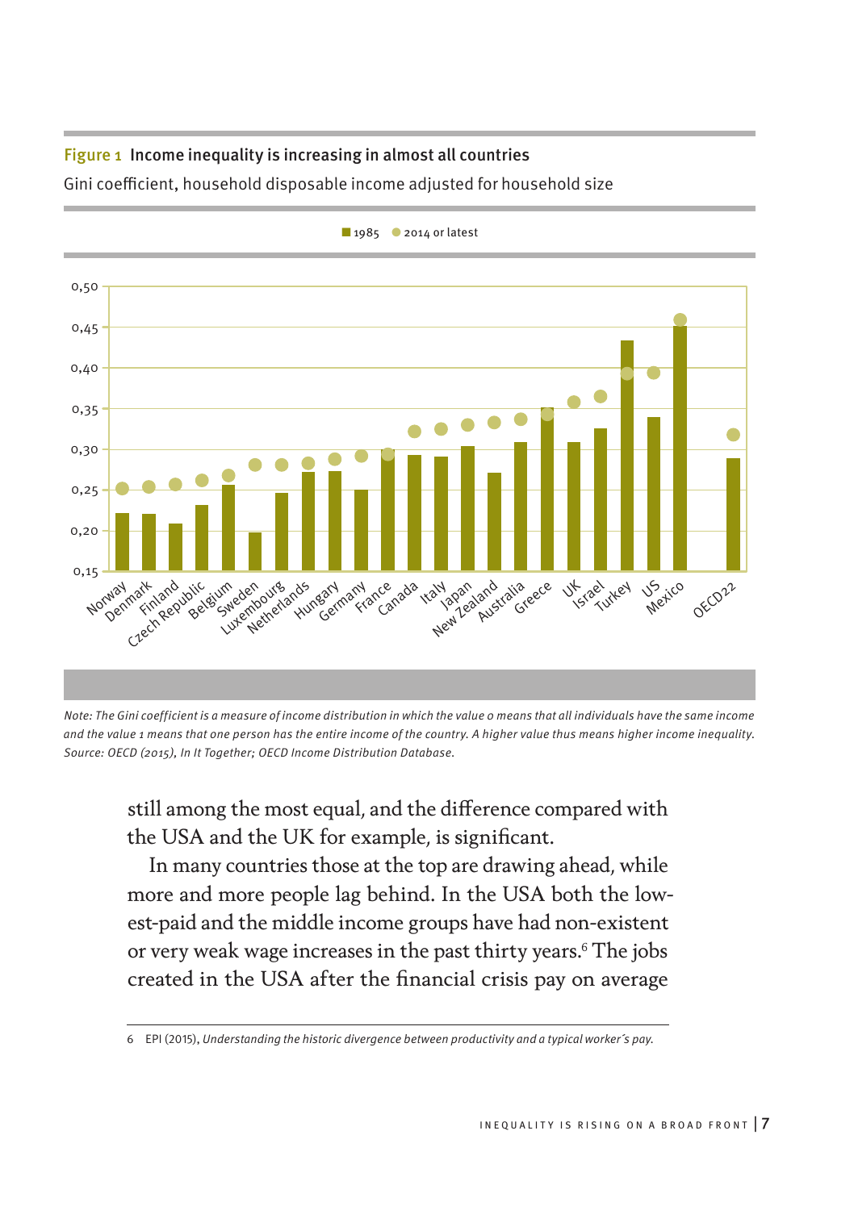**Figure 1 Income inequality is increasing in almost all countries**

Gini coefficient, household disposable income adjusted for household size

*Note: The Gini coefficient is a measure of income distribution in which the value 0 means that all individuals have the same income and the value 1 means that one person has the entire income of the country. A higher value thus means higher income inequality. Source: OECD (2015), In It Together; OECD Income Distribution Database.*

still among the most equal, and the difference compared with the USA and the UK for example, is significant.

In many countries those at the top are drawing ahead, while more and more people lag behind. In the USA both the lowest-paid and the middle income groups have had non-existent or very weak wage increases in the past thirty years.[6] The jobs created in the USA after the financial crisis pay on average

---

6 EPI (2015), *Understanding the historic divergence between productivity and a typical worker's pay.*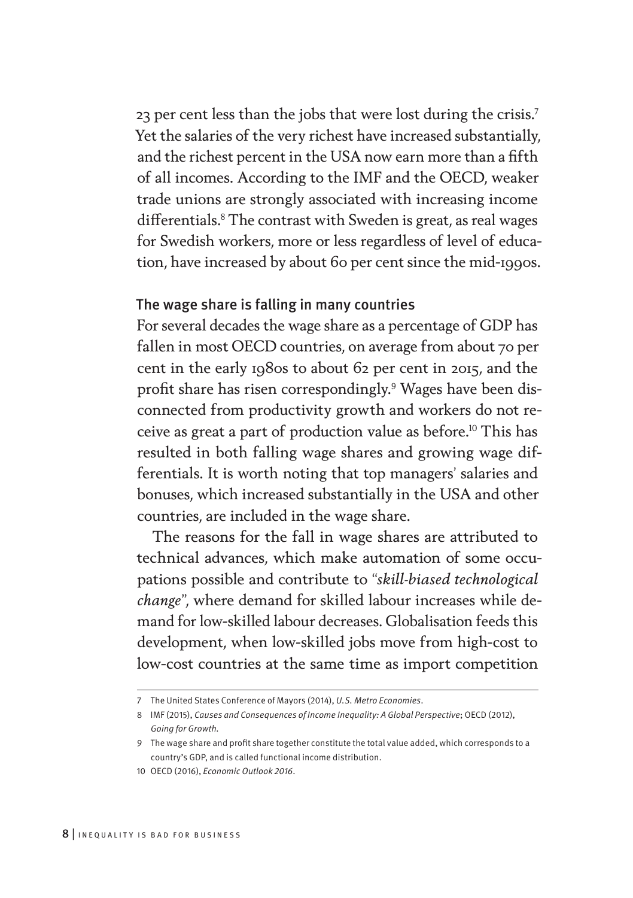23 per cent less than the jobs that were lost during the crisis.[7] Yet the salaries of the very richest have increased substantially, and the richest percent in the USA now earn more than a fifth of all incomes. According to the IMF and the OECD, weaker trade unions are strongly associated with increasing income differentials.[8] The contrast with Sweden is great, as real wages for Swedish workers, more or less regardless of level of education, have increased by about 60 per cent since the mid-1990s.

## The wage share is falling in many countries

For several decades the wage share as a percentage of GDP has fallen in most OECD countries, on average from about 70 per cent in the early 1980s to about 62 per cent in 2015, and the profit share has risen correspondingly.[9] Wages have been disconnected from productivity growth and workers do not receive as great a part of production value as before.[10] This has resulted in both falling wage shares and growing wage differentials. It is worth noting that top managers' salaries and bonuses, which increased substantially in the USA and other countries, are included in the wage share.

The reasons for the fall in wage shares are attributed to technical advances, which make automation of some occupations possible and contribute to "*skill-biased technological change*", where demand for skilled labour increases while demand for low-skilled labour decreases. Globalisation feeds this development, when low-skilled jobs move from high-cost to low-cost countries at the same time as import competition

---

7 The United States Conference of Mayors (2014), *U.S. Metro Economies*.

8 IMF (2015), *Causes and Consequences of Income Inequality: A Global Perspective*; OECD (2012), *Going for Growth*.

9 The wage share and profit share together constitute the total value added, which corresponds to a country's GDP, and is called functional income distribution.

10 OECD (2016), *Economic Outlook 2016*.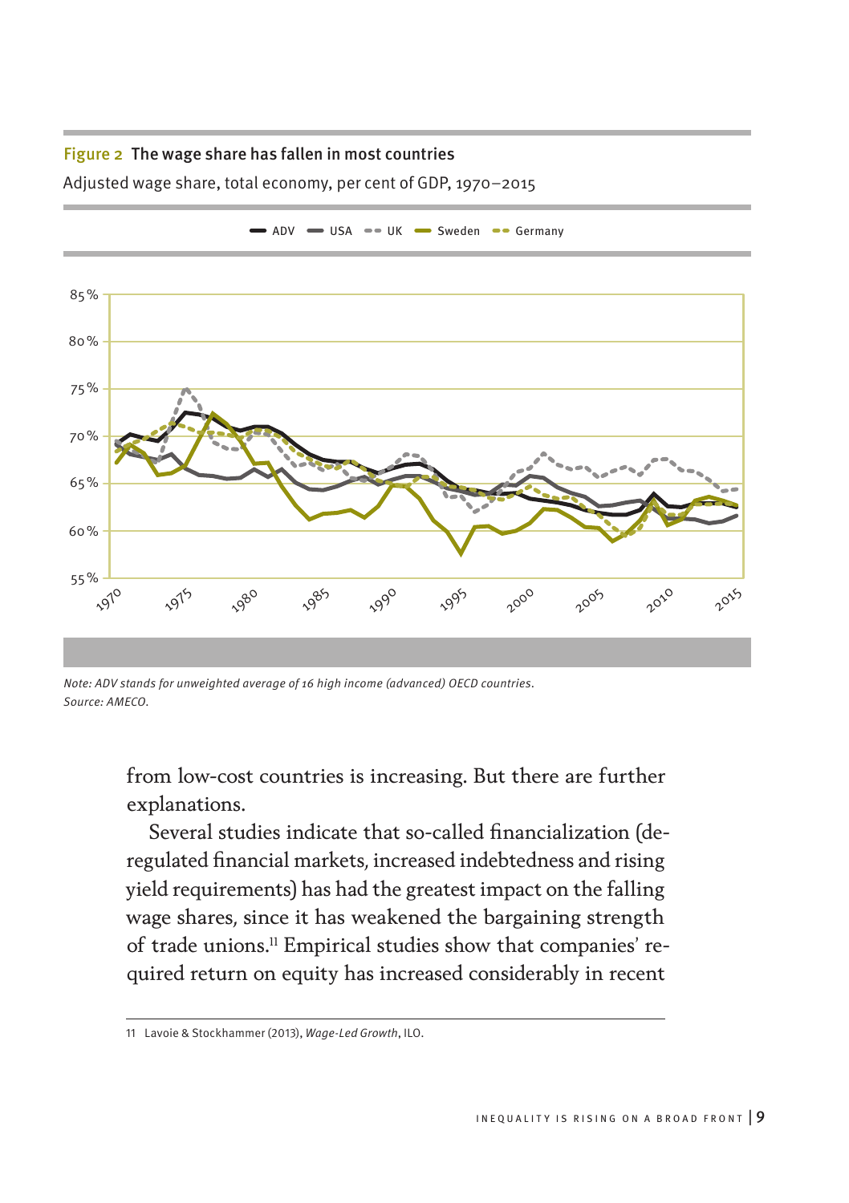**Figure 2 The wage share has fallen in most countries**

Adjusted wage share, total economy, per cent of GDP, 1970–2015

*Note: ADV stands for unweighted average of 16 high income (advanced) OECD countries.*
*Source: AMECO.*

from low-cost countries is increasing. But there are further explanations.

Several studies indicate that so-called financialization (deregulated financial markets, increased indebtedness and rising yield requirements) has had the greatest impact on the falling wage shares, since it has weakened the bargaining strength of trade unions.[11] Empirical studies show that companies' required return on equity has increased considerably in recent

11 Lavoie & Stockhammer (2013), *Wage-Led Growth*, ILO.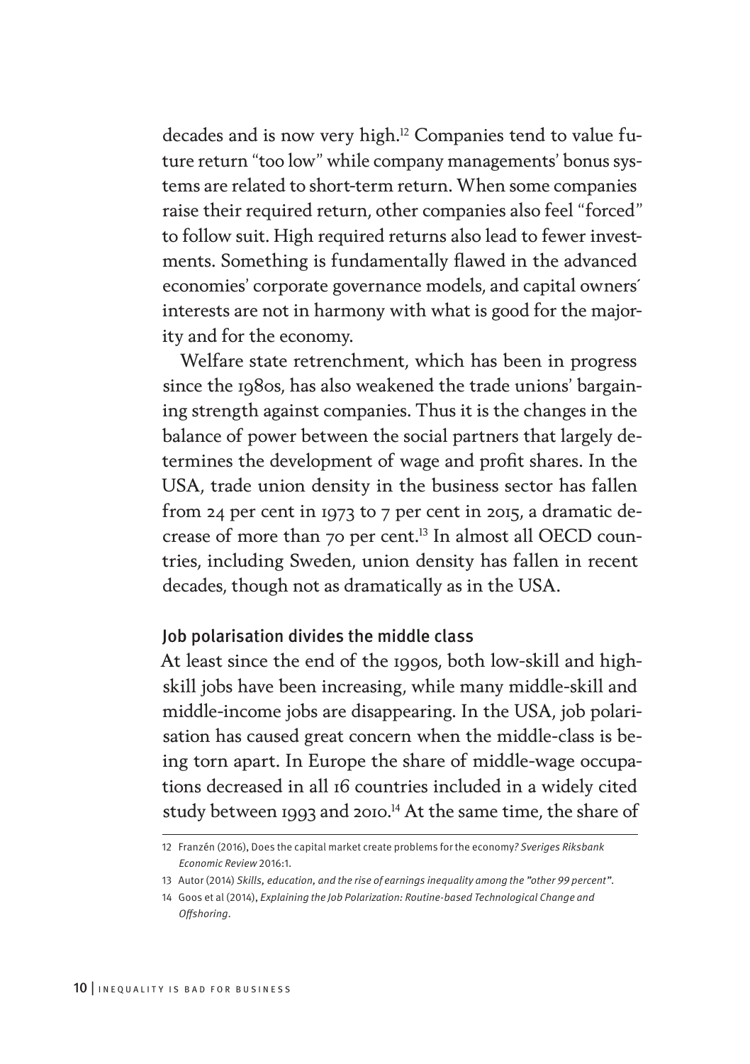decades and is now very high.[12] Companies tend to value future return "too low" while company managements' bonus systems are related to short-term return. When some companies raise their required return, other companies also feel "forced" to follow suit. High required returns also lead to fewer investments. Something is fundamentally flawed in the advanced economies' corporate governance models, and capital owners´ interests are not in harmony with what is good for the majority and for the economy.

Welfare state retrenchment, which has been in progress since the 1980s, has also weakened the trade unions' bargaining strength against companies. Thus it is the changes in the balance of power between the social partners that largely determines the development of wage and profit shares. In the USA, trade union density in the business sector has fallen from 24 per cent in 1973 to 7 per cent in 2015, a dramatic decrease of more than 70 per cent.[13] In almost all OECD countries, including Sweden, union density has fallen in recent decades, though not as dramatically as in the USA.

## Job polarisation divides the middle class

At least since the end of the 1990s, both low-skill and high-skill jobs have been increasing, while many middle-skill and middle-income jobs are disappearing. In the USA, job polarisation has caused great concern when the middle-class is being torn apart. In Europe the share of middle-wage occupations decreased in all 16 countries included in a widely cited study between 1993 and 2010.[14] At the same time, the share of

---

12 Franzén (2016), Does the capital market create problems for the economy*? Sveriges Riksbank Economic Review* 2016:1.

13 Autor (2014) *Skills, education, and the rise of earnings inequality among the "other 99 percent"*.

14 Goos et al (2014), *Explaining the Job Polarization: Routine-based Technological Change and Offshoring*.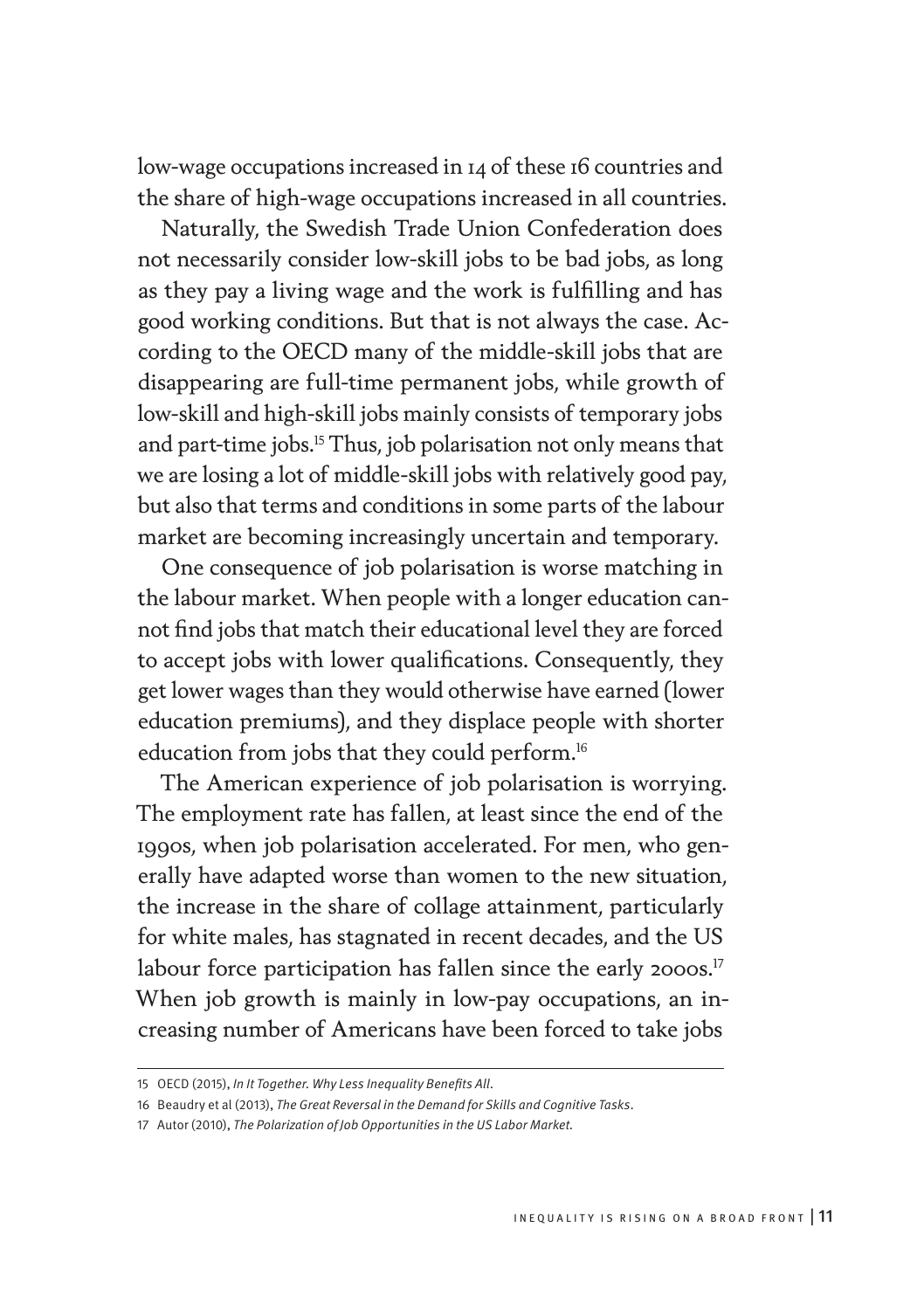low-wage occupations increased in 14 of these 16 countries and the share of high-wage occupations increased in all countries.

Naturally, the Swedish Trade Union Confederation does not necessarily consider low-skill jobs to be bad jobs, as long as they pay a living wage and the work is fulfilling and has good working conditions. But that is not always the case. According to the OECD many of the middle-skill jobs that are disappearing are full-time permanent jobs, while growth of low-skill and high-skill jobs mainly consists of temporary jobs and part-time jobs.[15] Thus, job polarisation not only means that we are losing a lot of middle-skill jobs with relatively good pay, but also that terms and conditions in some parts of the labour market are becoming increasingly uncertain and temporary.

One consequence of job polarisation is worse matching in the labour market. When people with a longer education cannot find jobs that match their educational level they are forced to accept jobs with lower qualifications. Consequently, they get lower wages than they would otherwise have earned (lower education premiums), and they displace people with shorter education from jobs that they could perform.[16]

The American experience of job polarisation is worrying. The employment rate has fallen, at least since the end of the 1990s, when job polarisation accelerated. For men, who generally have adapted worse than women to the new situation, the increase in the share of collage attainment, particularly for white males, has stagnated in recent decades, and the US labour force participation has fallen since the early 2000s.[17] When job growth is mainly in low-pay occupations, an increasing number of Americans have been forced to take jobs

---

15 OECD (2015), *In It Together. Why Less Inequality Benefits All*.

16 Beaudry et al (2013), *The Great Reversal in the Demand for Skills and Cognitive Tasks*.

17 Autor (2010), *The Polarization of Job Opportunities in the US Labor Market*.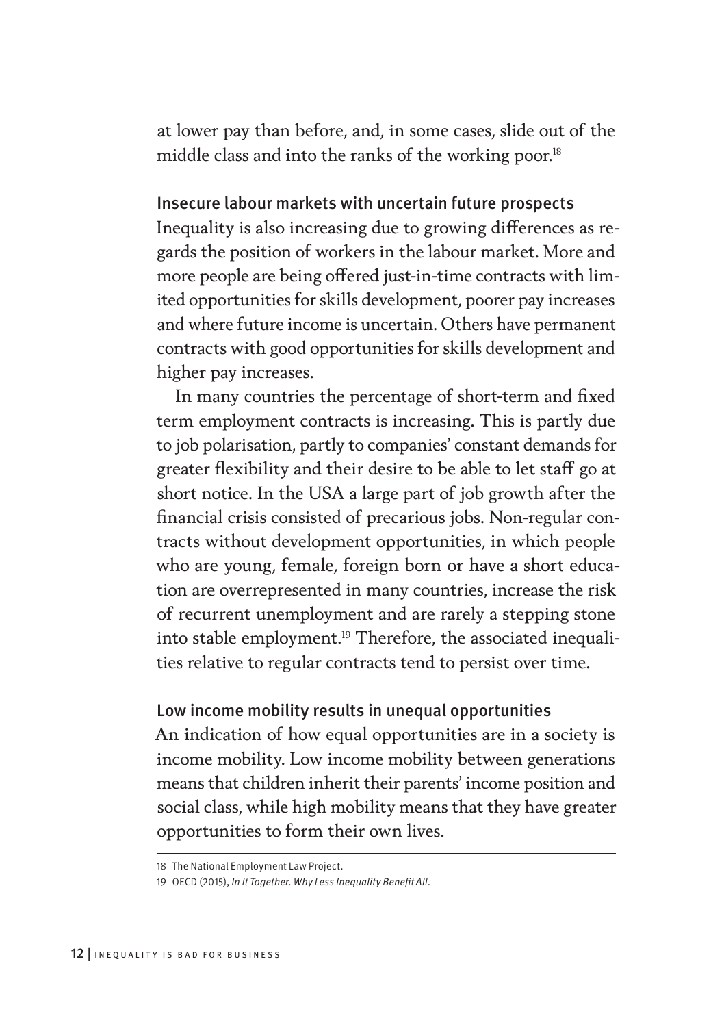at lower pay than before, and, in some cases, slide out of the middle class and into the ranks of the working poor.[18]

### Insecure labour markets with uncertain future prospects

Inequality is also increasing due to growing differences as regards the position of workers in the labour market. More and more people are being offered just-in-time contracts with limited opportunities for skills development, poorer pay increases and where future income is uncertain. Others have permanent contracts with good opportunities for skills development and higher pay increases.

In many countries the percentage of short-term and fixed term employment contracts is increasing. This is partly due to job polarisation, partly to companies' constant demands for greater flexibility and their desire to be able to let staff go at short notice. In the USA a large part of job growth after the financial crisis consisted of precarious jobs. Non-regular contracts without development opportunities, in which people who are young, female, foreign born or have a short education are overrepresented in many countries, increase the risk of recurrent unemployment and are rarely a stepping stone into stable employment.[19] Therefore, the associated inequalities relative to regular contracts tend to persist over time.

### Low income mobility results in unequal opportunities

An indication of how equal opportunities are in a society is income mobility. Low income mobility between generations means that children inherit their parents' income position and social class, while high mobility means that they have greater opportunities to form their own lives.

---

18 The National Employment Law Project.

19 OECD (2015), *In It Together. Why Less Inequality Benefit All*.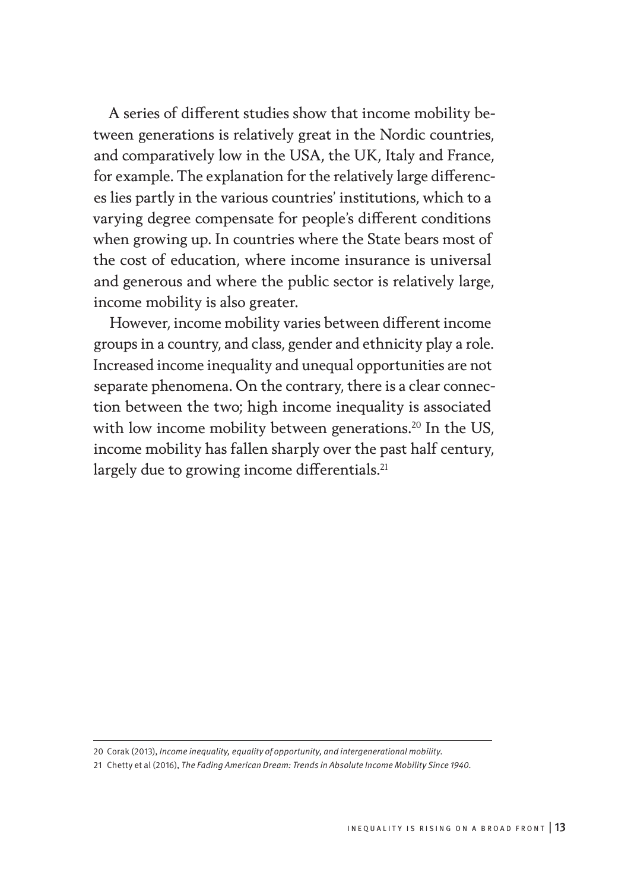A series of different studies show that income mobility between generations is relatively great in the Nordic countries, and comparatively low in the USA, the UK, Italy and France, for example. The explanation for the relatively large differences lies partly in the various countries' institutions, which to a varying degree compensate for people's different conditions when growing up. In countries where the State bears most of the cost of education, where income insurance is universal and generous and where the public sector is relatively large, income mobility is also greater.

However, income mobility varies between different income groups in a country, and class, gender and ethnicity play a role. Increased income inequality and unequal opportunities are not separate phenomena. On the contrary, there is a clear connection between the two; high income inequality is associated with low income mobility between generations.[20] In the US, income mobility has fallen sharply over the past half century, largely due to growing income differentials.[21]

---

20 Corak (2013), *Income inequality, equality of opportunity, and intergenerational mobility*.

21 Chetty et al (2016), *The Fading American Dream: Trends in Absolute Income Mobility Since 1940*.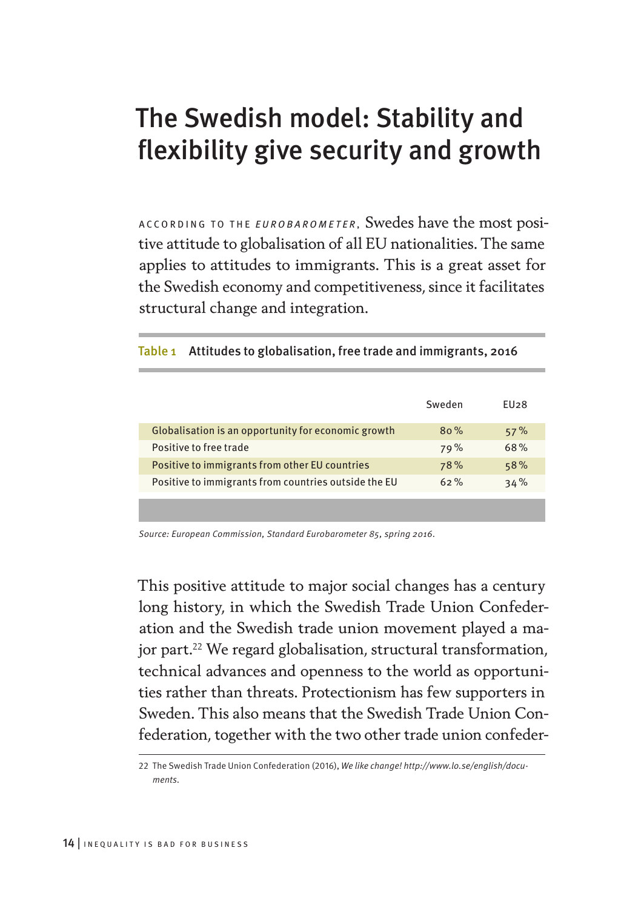# The Swedish model: Stability and flexibility give security and growth

ACCORDING TO THE *EUROBAROMETER*, Swedes have the most positive attitude to globalisation of all EU nationalities. The same applies to attitudes to immigrants. This is a great asset for the Swedish economy and competitiveness, since it facilitates structural change and integration.

**Table 1 Attitudes to globalisation, free trade and immigrants, 2016**

| | Sweden | EU28 |
|---|---|---|
| Globalisation is an opportunity for economic growth | 80 % | 57 % |
| Positive to free trade | 79 % | 68 % |
| Positive to immigrants from other EU countries | 78 % | 58 % |
| Positive to immigrants from countries outside the EU | 62 % | 34 % |

*Source: European Commission, Standard Eurobarometer 85, spring 2016.*

This positive attitude to major social changes has a century long history, in which the Swedish Trade Union Confederation and the Swedish trade union movement played a major part.[22] We regard globalisation, structural transformation, technical advances and openness to the world as opportunities rather than threats. Protectionism has few supporters in Sweden. This also means that the Swedish Trade Union Confederation, together with the two other trade union confeder-

22 The Swedish Trade Union Confederation (2016), *We like change! http://www.lo.se/english/documents*.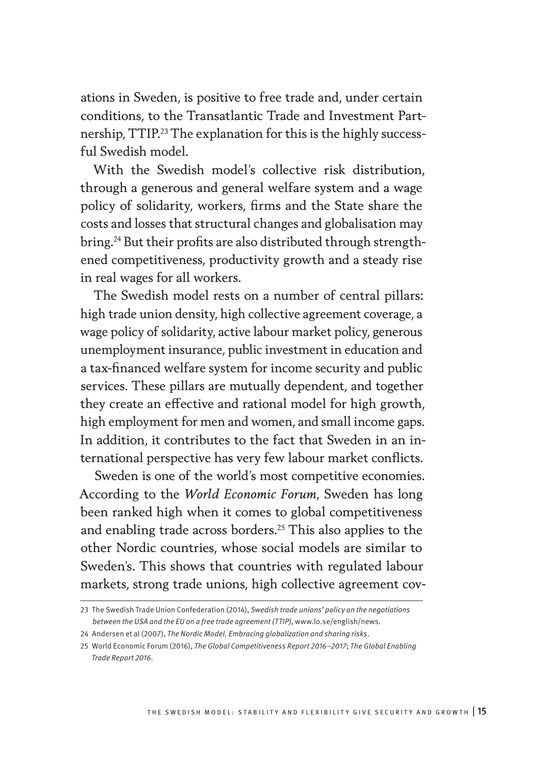ations in Sweden, is positive to free trade and, under certain conditions, to the Transatlantic Trade and Investment Partnership, TTIP.[23] The explanation for this is the highly successful Swedish model.

With the Swedish model's collective risk distribution, through a generous and general welfare system and a wage policy of solidarity, workers, firms and the State share the costs and losses that structural changes and globalisation may bring.[24] But their profits are also distributed through strengthened competitiveness, productivity growth and a steady rise in real wages for all workers.

The Swedish model rests on a number of central pillars: high trade union density, high collective agreement coverage, a wage policy of solidarity, active labour market policy, generous unemployment insurance, public investment in education and a tax-financed welfare system for income security and public services. These pillars are mutually dependent, and together they create an effective and rational model for high growth, high employment for men and women, and small income gaps. In addition, it contributes to the fact that Sweden in an international perspective has very few labour market conflicts.

Sweden is one of the world's most competitive economies. According to the *World Economic Forum*, Sweden has long been ranked high when it comes to global competitiveness and enabling trade across borders.[25] This also applies to the other Nordic countries, whose social models are similar to Sweden's. This shows that countries with regulated labour markets, strong trade unions, high collective agreement cov-

---

23 The Swedish Trade Union Confederation (2014), *Swedish trade unions' policy on the negotiations between the USA and the EU on a free trade agreement (TTIP)*, www.lo.se/english/news.

24 Andersen et al (2007), *The Nordic Model. Embracing globalization and sharing risks*.

25 World Economic Forum (2016), *The Global Competitiveness Report 2016–2017*; *The Global Enabling Trade Report 2016*.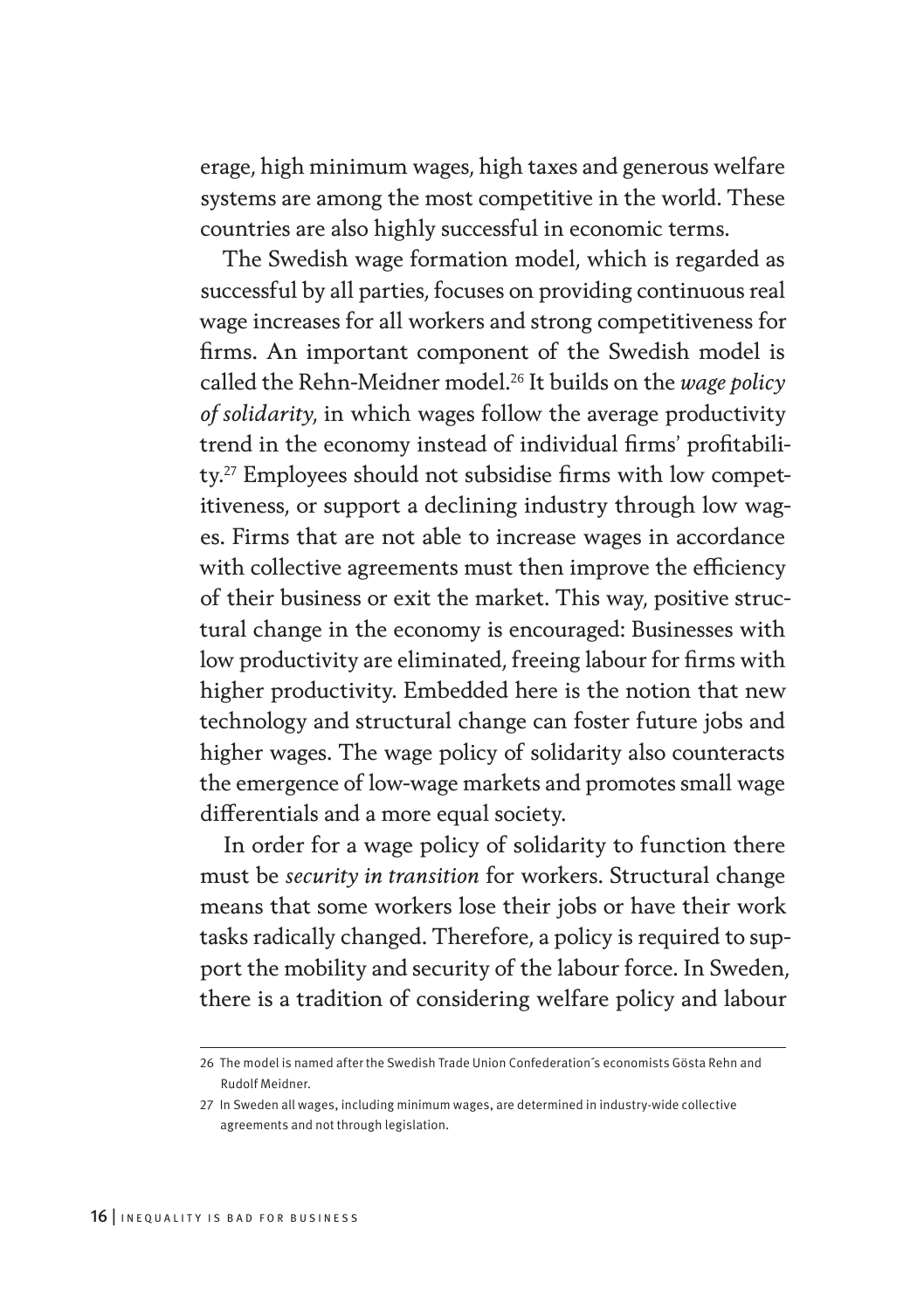erage, high minimum wages, high taxes and generous welfare systems are among the most competitive in the world. These countries are also highly successful in economic terms.

The Swedish wage formation model, which is regarded as successful by all parties, focuses on providing continuous real wage increases for all workers and strong competitiveness for firms. An important component of the Swedish model is called the Rehn-Meidner model.[26] It builds on the *wage policy of solidarity*, in which wages follow the average productivity trend in the economy instead of individual firms' profitability.[27] Employees should not subsidise firms with low competitiveness, or support a declining industry through low wages. Firms that are not able to increase wages in accordance with collective agreements must then improve the efficiency of their business or exit the market. This way, positive structural change in the economy is encouraged: Businesses with low productivity are eliminated, freeing labour for firms with higher productivity. Embedded here is the notion that new technology and structural change can foster future jobs and higher wages. The wage policy of solidarity also counteracts the emergence of low-wage markets and promotes small wage differentials and a more equal society.

In order for a wage policy of solidarity to function there must be *security in transition* for workers. Structural change means that some workers lose their jobs or have their work tasks radically changed. Therefore, a policy is required to support the mobility and security of the labour force. In Sweden, there is a tradition of considering welfare policy and labour

---

26 The model is named after the Swedish Trade Union Confederation´s economists Gösta Rehn and Rudolf Meidner.

27 In Sweden all wages, including minimum wages, are determined in industry-wide collective agreements and not through legislation.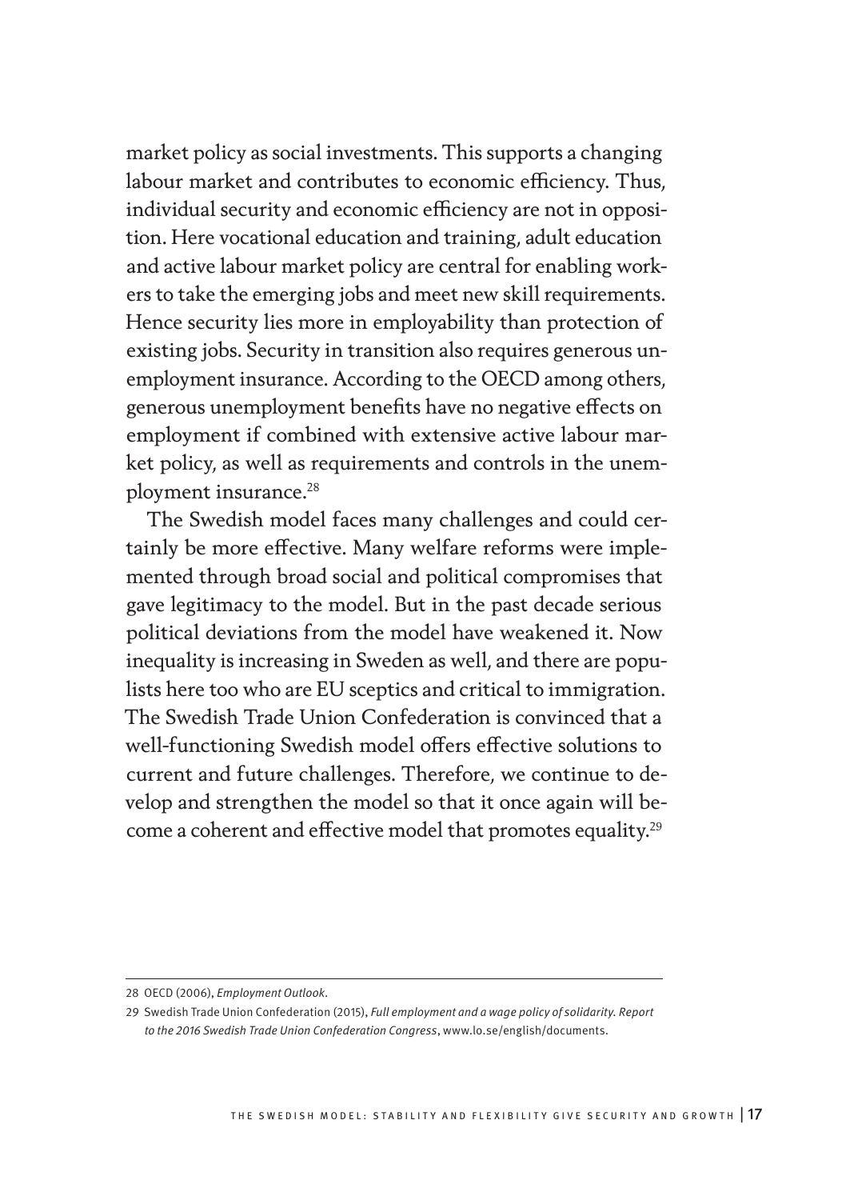market policy as social investments. This supports a changing labour market and contributes to economic efficiency. Thus, individual security and economic efficiency are not in opposition. Here vocational education and training, adult education and active labour market policy are central for enabling workers to take the emerging jobs and meet new skill requirements. Hence security lies more in employability than protection of existing jobs. Security in transition also requires generous unemployment insurance. According to the OECD among others, generous unemployment benefits have no negative effects on employment if combined with extensive active labour market policy, as well as requirements and controls in the unemployment insurance.[28]

The Swedish model faces many challenges and could certainly be more effective. Many welfare reforms were implemented through broad social and political compromises that gave legitimacy to the model. But in the past decade serious political deviations from the model have weakened it. Now inequality is increasing in Sweden as well, and there are populists here too who are EU sceptics and critical to immigration. The Swedish Trade Union Confederation is convinced that a well-functioning Swedish model offers effective solutions to current and future challenges. Therefore, we continue to develop and strengthen the model so that it once again will become a coherent and effective model that promotes equality.[29]

---

28 OECD (2006), *Employment Outlook*.

29 Swedish Trade Union Confederation (2015), *Full employment and a wage policy of solidarity. Report to the 2016 Swedish Trade Union Confederation Congress*, www.lo.se/english/documents.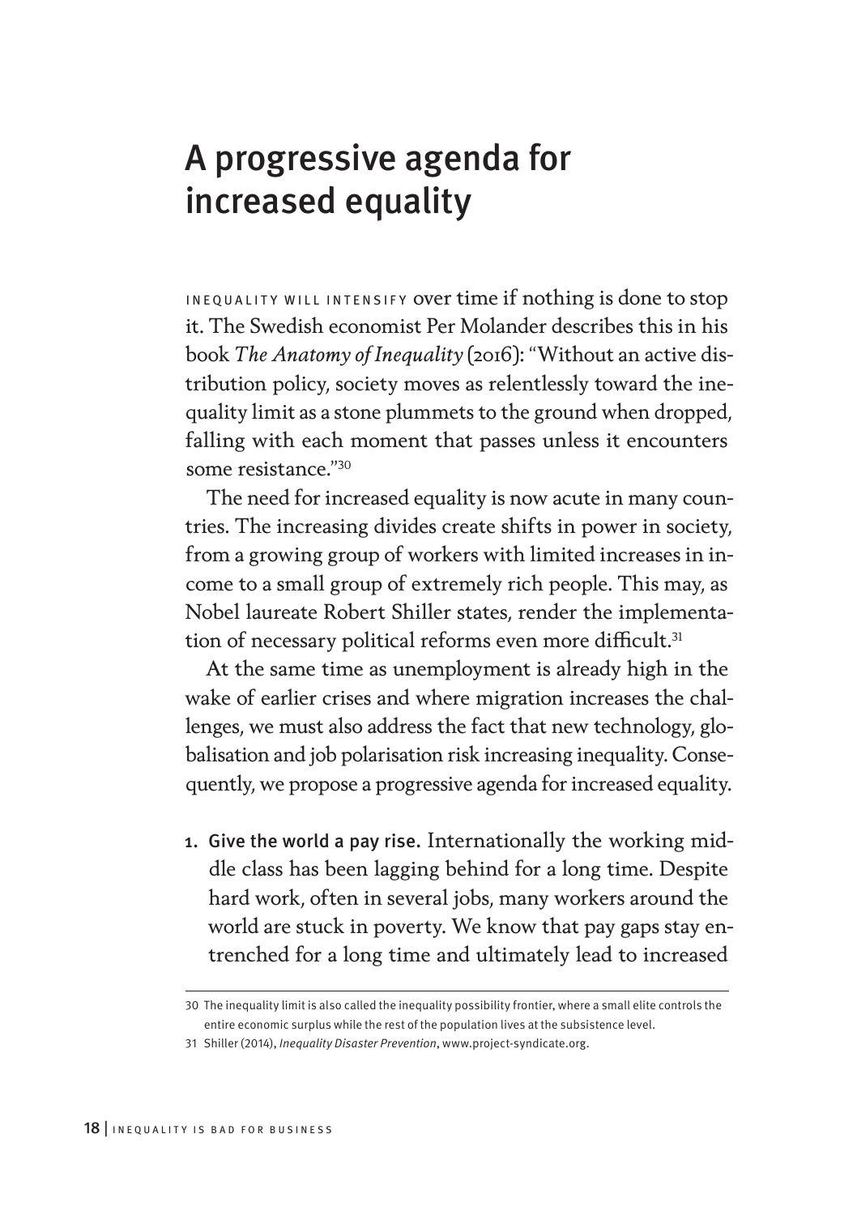# A progressive agenda for increased equality

INEQUALITY WILL INTENSIFY over time if nothing is done to stop it. The Swedish economist Per Molander describes this in his book *The Anatomy of Inequality* (2016): "Without an active distribution policy, society moves as relentlessly toward the inequality limit as a stone plummets to the ground when dropped, falling with each moment that passes unless it encounters some resistance."[30]

The need for increased equality is now acute in many countries. The increasing divides create shifts in power in society, from a growing group of workers with limited increases in income to a small group of extremely rich people. This may, as Nobel laureate Robert Shiller states, render the implementation of necessary political reforms even more difficult.[31]

At the same time as unemployment is already high in the wake of earlier crises and where migration increases the challenges, we must also address the fact that new technology, globalisation and job polarisation risk increasing inequality. Consequently, we propose a progressive agenda for increased equality.

1. **Give the world a pay rise.** Internationally the working middle class has been lagging behind for a long time. Despite hard work, often in several jobs, many workers around the world are stuck in poverty. We know that pay gaps stay entrenched for a long time and ultimately lead to increased

---

30 The inequality limit is also called the inequality possibility frontier, where a small elite controls the entire economic surplus while the rest of the population lives at the subsistence level.

31 Shiller (2014), *Inequality Disaster Prevention*, www.project-syndicate.org.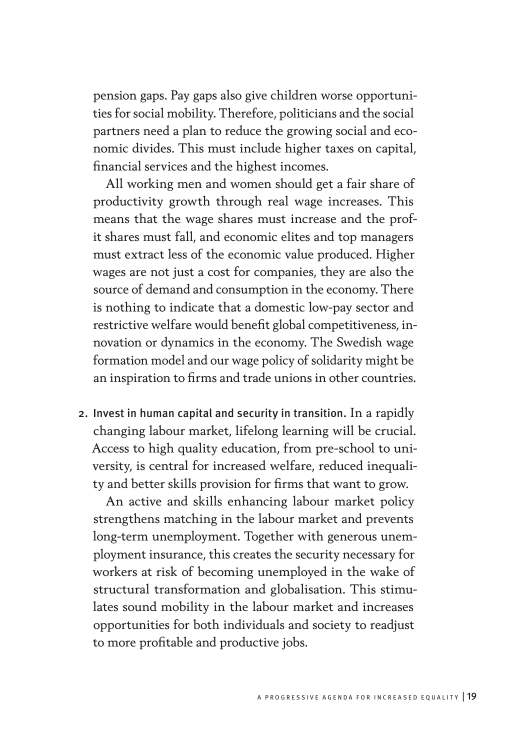pension gaps. Pay gaps also give children worse opportunities for social mobility. Therefore, politicians and the social partners need a plan to reduce the growing social and economic divides. This must include higher taxes on capital, financial services and the highest incomes.

All working men and women should get a fair share of productivity growth through real wage increases. This means that the wage shares must increase and the profit shares must fall, and economic elites and top managers must extract less of the economic value produced. Higher wages are not just a cost for companies, they are also the source of demand and consumption in the economy. There is nothing to indicate that a domestic low-pay sector and restrictive welfare would benefit global competitiveness, innovation or dynamics in the economy. The Swedish wage formation model and our wage policy of solidarity might be an inspiration to firms and trade unions in other countries.

2. **Invest in human capital and security in transition.** In a rapidly changing labour market, lifelong learning will be crucial. Access to high quality education, from pre-school to university, is central for increased welfare, reduced inequality and better skills provision for firms that want to grow.

   An active and skills enhancing labour market policy strengthens matching in the labour market and prevents long-term unemployment. Together with generous unemployment insurance, this creates the security necessary for workers at risk of becoming unemployed in the wake of structural transformation and globalisation. This stimulates sound mobility in the labour market and increases opportunities for both individuals and society to readjust to more profitable and productive jobs.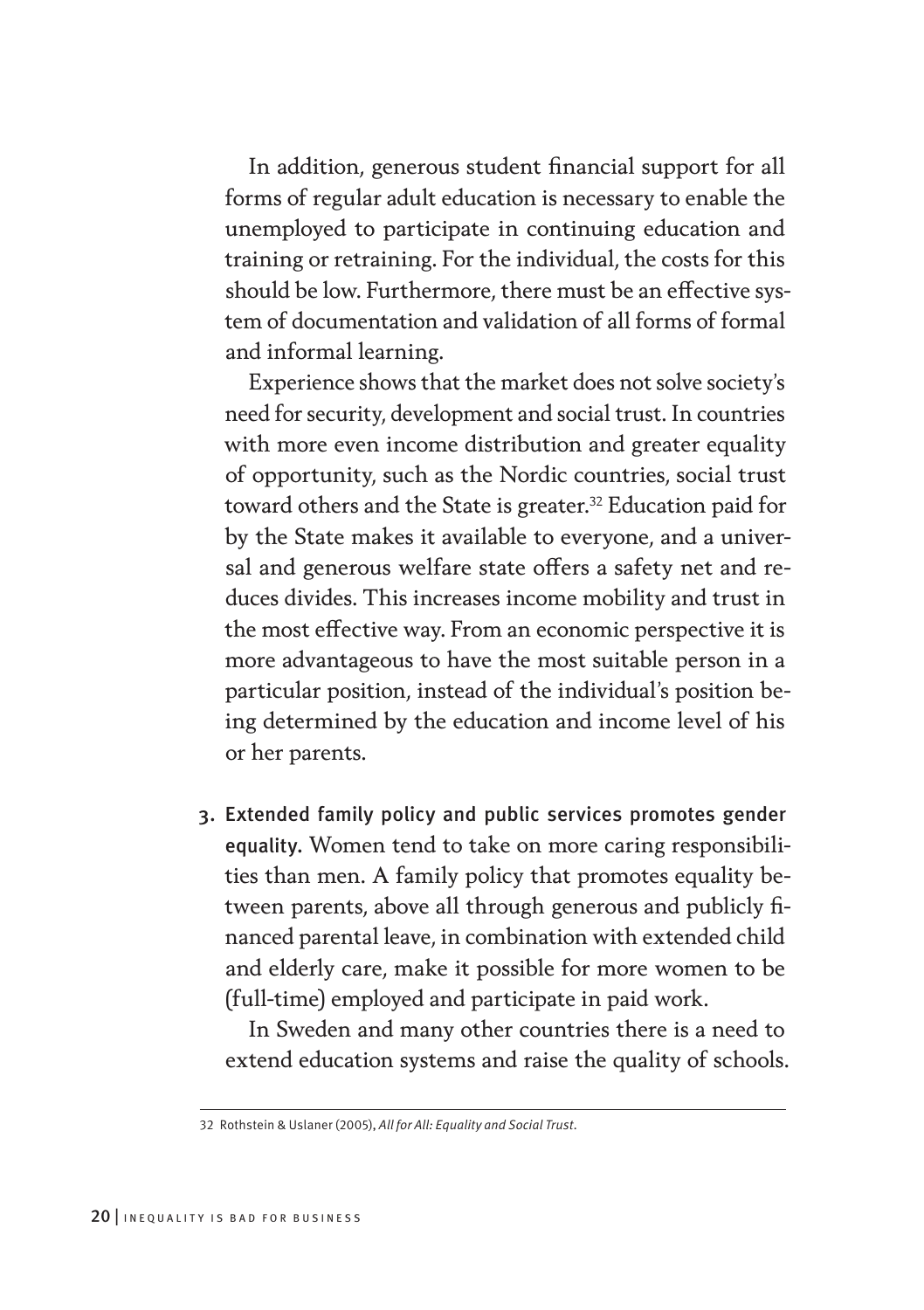In addition, generous student financial support for all forms of regular adult education is necessary to enable the unemployed to participate in continuing education and training or retraining. For the individual, the costs for this should be low. Furthermore, there must be an effective system of documentation and validation of all forms of formal and informal learning.

Experience shows that the market does not solve society's need for security, development and social trust. In countries with more even income distribution and greater equality of opportunity, such as the Nordic countries, social trust toward others and the State is greater.[32] Education paid for by the State makes it available to everyone, and a universal and generous welfare state offers a safety net and reduces divides. This increases income mobility and trust in the most effective way. From an economic perspective it is more advantageous to have the most suitable person in a particular position, instead of the individual's position being determined by the education and income level of his or her parents.

3. **Extended family policy and public services promotes gender equality.** Women tend to take on more caring responsibilities than men. A family policy that promotes equality between parents, above all through generous and publicly financed parental leave, in combination with extended child and elderly care, make it possible for more women to be (full-time) employed and participate in paid work.

   In Sweden and many other countries there is a need to extend education systems and raise the quality of schools.

---

32 Rothstein & Uslaner (2005), *All for All: Equality and Social Trust*.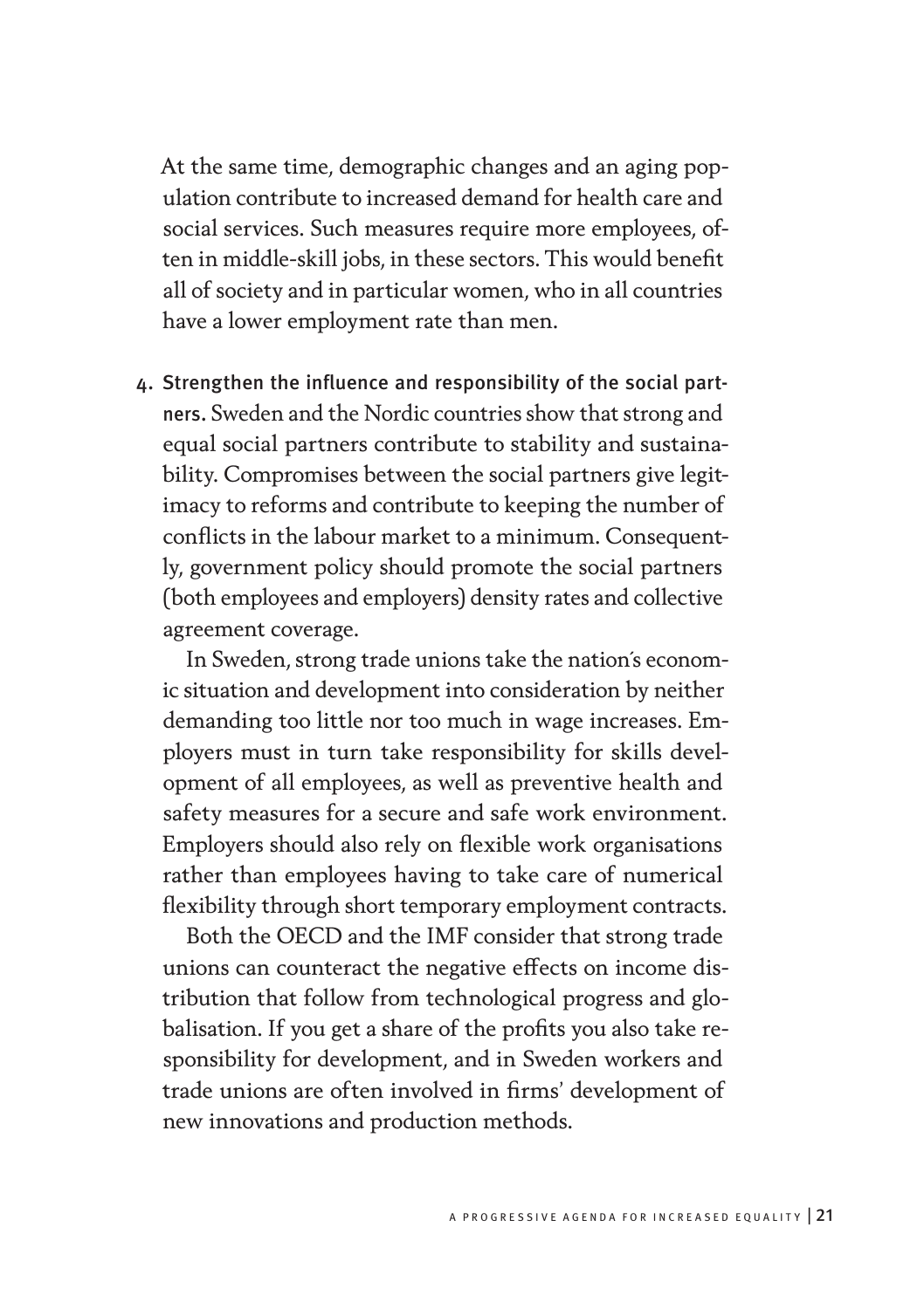At the same time, demographic changes and an aging population contribute to increased demand for health care and social services. Such measures require more employees, often in middle-skill jobs, in these sectors. This would benefit all of society and in particular women, who in all countries have a lower employment rate than men.

4. **Strengthen the influence and responsibility of the social partners.** Sweden and the Nordic countries show that strong and equal social partners contribute to stability and sustainability. Compromises between the social partners give legitimacy to reforms and contribute to keeping the number of conflicts in the labour market to a minimum. Consequently, government policy should promote the social partners (both employees and employers) density rates and collective agreement coverage.

   In Sweden, strong trade unions take the nation´s economic situation and development into consideration by neither demanding too little nor too much in wage increases. Employers must in turn take responsibility for skills development of all employees, as well as preventive health and safety measures for a secure and safe work environment. Employers should also rely on flexible work organisations rather than employees having to take care of numerical flexibility through short temporary employment contracts.

   Both the OECD and the IMF consider that strong trade unions can counteract the negative effects on income distribution that follow from technological progress and globalisation. If you get a share of the profits you also take responsibility for development, and in Sweden workers and trade unions are often involved in firms' development of new innovations and production methods.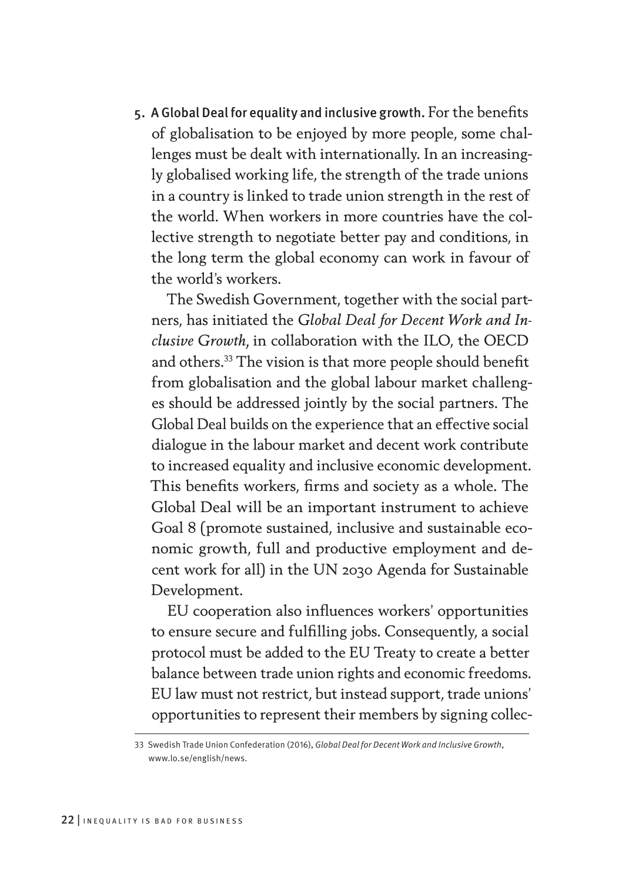5. **A Global Deal for equality and inclusive growth.** For the benefits of globalisation to be enjoyed by more people, some challenges must be dealt with internationally. In an increasingly globalised working life, the strength of the trade unions in a country is linked to trade union strength in the rest of the world. When workers in more countries have the collective strength to negotiate better pay and conditions, in the long term the global economy can work in favour of the world's workers.

   The Swedish Government, together with the social partners, has initiated the *Global Deal for Decent Work and Inclusive Growth*, in collaboration with the ILO, the OECD and others.[33] The vision is that more people should benefit from globalisation and the global labour market challenges should be addressed jointly by the social partners. The Global Deal builds on the experience that an effective social dialogue in the labour market and decent work contribute to increased equality and inclusive economic development. This benefits workers, firms and society as a whole. The Global Deal will be an important instrument to achieve Goal 8 (promote sustained, inclusive and sustainable economic growth, full and productive employment and decent work for all) in the UN 2030 Agenda for Sustainable Development.

   EU cooperation also influences workers' opportunities to ensure secure and fulfilling jobs. Consequently, a social protocol must be added to the EU Treaty to create a better balance between trade union rights and economic freedoms. EU law must not restrict, but instead support, trade unions' opportunities to represent their members by signing collec-

33 Swedish Trade Union Confederation (2016), *Global Deal for Decent Work and Inclusive Growth*, www.lo.se/english/news.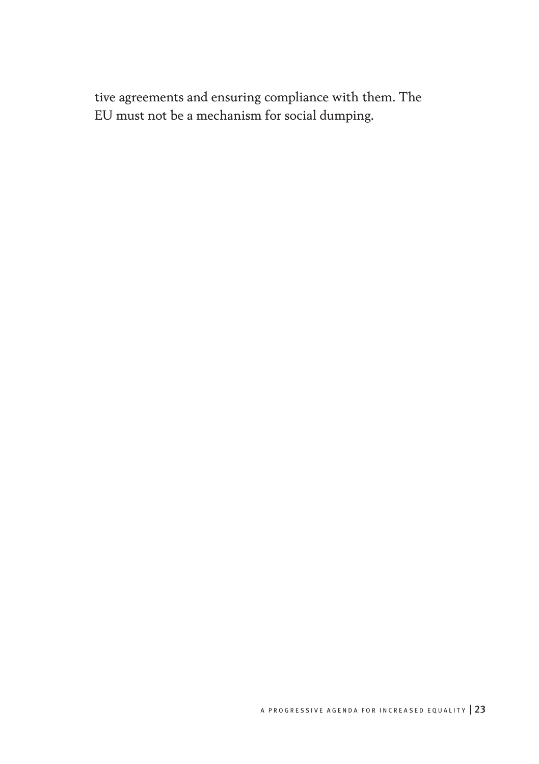tive agreements and ensuring compliance with them. The EU must not be a mechanism for social dumping.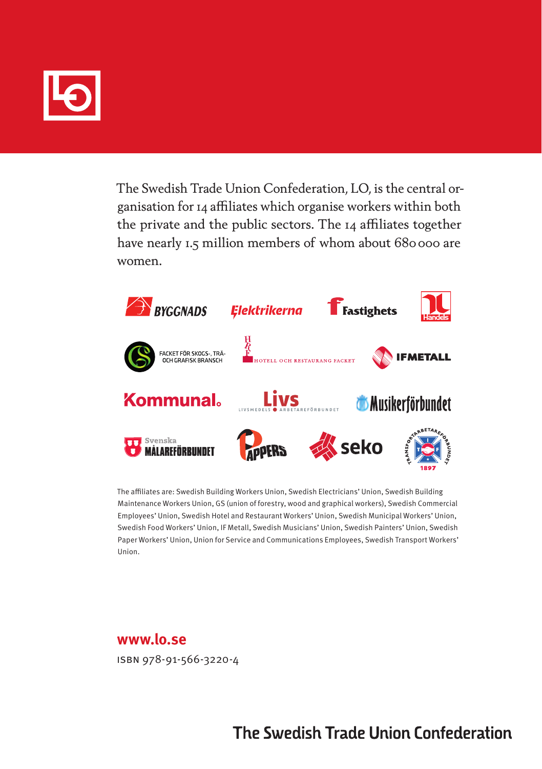The Swedish Trade Union Confederation, LO, is the central organisation for 14 affiliates which organise workers within both the private and the public sectors. The 14 affiliates together have nearly 1.5 million members of whom about 680 000 are women.

The affiliates are: Swedish Building Workers Union, Swedish Electricians' Union, Swedish Building Maintenance Workers Union, GS (union of forestry, wood and graphical workers), Swedish Commercial Employees' Union, Swedish Hotel and Restaurant Workers' Union, Swedish Municipal Workers' Union, Swedish Food Workers' Union, IF Metall, Swedish Musicians' Union, Swedish Painters' Union, Swedish Paper Workers' Union, Union for Service and Communications Employees, Swedish Transport Workers' Union.

**www.lo.se**

ISBN 978-91-566-3220-4

The Swedish Trade Union Confederation